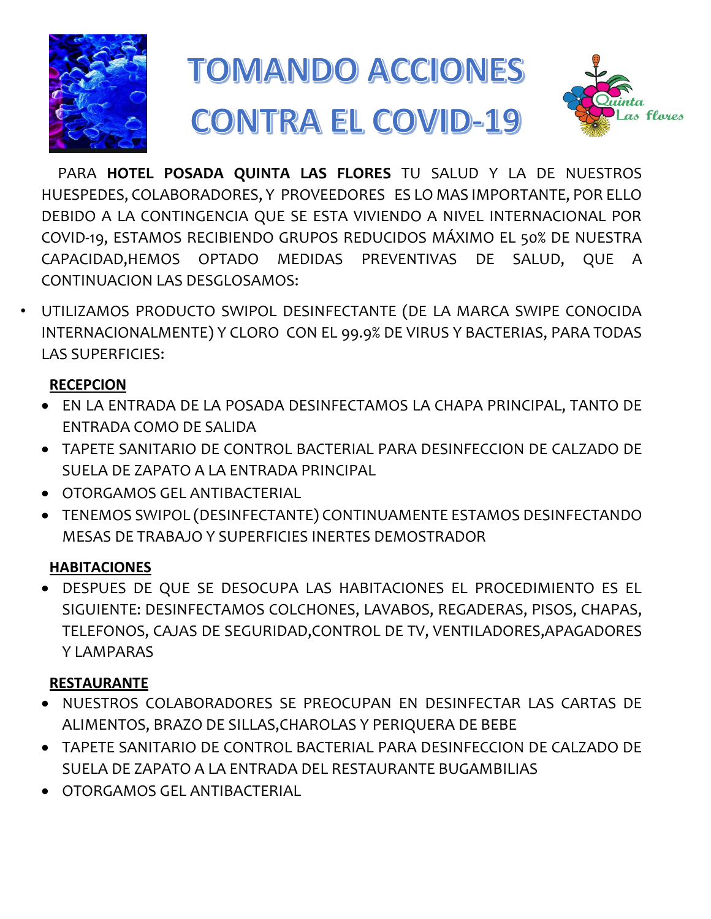# TOMANDO ACCIONES CONTRA EL COVID-19

PARA **HOTEL POSADA QUINTA LAS FLORES** TU SALUD Y LA DE NUESTROS HUESPEDES, COLABORADORES, Y PROVEEDORES ES LO MAS IMPORTANTE, POR ELLO DEBIDO A LA CONTINGENCIA QUE SE ESTA VIVIENDO A NIVEL INTERNACIONAL POR COVID-19, ESTAMOS RECIBIENDO GRUPOS REDUCIDOS MÁXIMO EL 50% DE NUESTRA CAPACIDAD,HEMOS OPTADO MEDIDAS PREVENTIVAS DE SALUD, QUE A CONTINUACION LAS DESGLOSAMOS:

- UTILIZAMOS PRODUCTO SWIPOL DESINFECTANTE (DE LA MARCA SWIPE CONOCIDA INTERNACIONALMENTE) Y CLORO CON EL 99.9% DE VIRUS Y BACTERIAS, PARA TODAS LAS SUPERFICIES:

**RECEPCION**

- EN LA ENTRADA DE LA POSADA DESINFECTAMOS LA CHAPA PRINCIPAL, TANTO DE ENTRADA COMO DE SALIDA
- TAPETE SANITARIO DE CONTROL BACTERIAL PARA DESINFECCION DE CALZADO DE SUELA DE ZAPATO A LA ENTRADA PRINCIPAL
- OTORGAMOS GEL ANTIBACTERIAL
- TENEMOS SWIPOL (DESINFECTANTE) CONTINUAMENTE ESTAMOS DESINFECTANDO MESAS DE TRABAJO Y SUPERFICIES INERTES DEMOSTRADOR

**HABITACIONES**

- DESPUES DE QUE SE DESOCUPA LAS HABITACIONES EL PROCEDIMIENTO ES EL SIGUIENTE: DESINFECTAMOS COLCHONES, LAVABOS, REGADERAS, PISOS, CHAPAS, TELEFONOS, CAJAS DE SEGURIDAD,CONTROL DE TV, VENTILADORES,APAGADORES Y LAMPARAS

**RESTAURANTE**

- NUESTROS COLABORADORES SE PREOCUPAN EN DESINFECTAR LAS CARTAS DE ALIMENTOS, BRAZO DE SILLAS,CHAROLAS Y PERIQUERA DE BEBE
- TAPETE SANITARIO DE CONTROL BACTERIAL PARA DESINFECCION DE CALZADO DE SUELA DE ZAPATO A LA ENTRADA DEL RESTAURANTE BUGAMBILIAS
- OTORGAMOS GEL ANTIBACTERIAL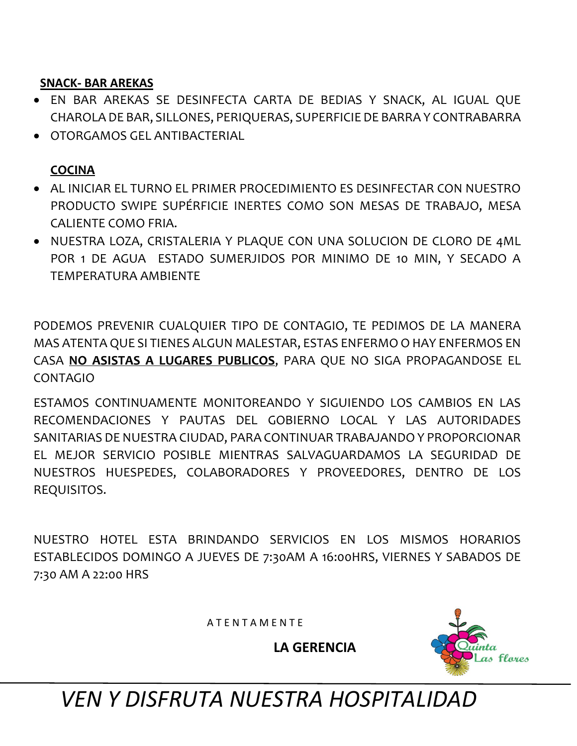**SNACK- BAR AREKAS**

- EN BAR AREKAS SE DESINFECTA CARTA DE BEDIAS Y SNACK, AL IGUAL QUE CHAROLA DE BAR, SILLONES, PERIQUERAS, SUPERFICIE DE BARRA Y CONTRABARRA
- OTORGAMOS GEL ANTIBACTERIAL

**COCINA**

- AL INICIAR EL TURNO EL PRIMER PROCEDIMIENTO ES DESINFECTAR CON NUESTRO PRODUCTO SWIPE SUPÉRFICIE INERTES COMO SON MESAS DE TRABAJO, MESA CALIENTE COMO FRIA.
- NUESTRA LOZA, CRISTALERIA Y PLAQUE CON UNA SOLUCION DE CLORO DE 4ML POR 1 DE AGUA ESTADO SUMERJIDOS POR MINIMO DE 10 MIN, Y SECADO A TEMPERATURA AMBIENTE

PODEMOS PREVENIR CUALQUIER TIPO DE CONTAGIO, TE PEDIMOS DE LA MANERA MAS ATENTA QUE SI TIENES ALGUN MALESTAR, ESTAS ENFERMO O HAY ENFERMOS EN CASA **NO ASISTAS A LUGARES PUBLICOS**, PARA QUE NO SIGA PROPAGANDOSE EL CONTAGIO

ESTAMOS CONTINUAMENTE MONITOREANDO Y SIGUIENDO LOS CAMBIOS EN LAS RECOMENDACIONES Y PAUTAS DEL GOBIERNO LOCAL Y LAS AUTORIDADES SANITARIAS DE NUESTRA CIUDAD, PARA CONTINUAR TRABAJANDO Y PROPORCIONAR EL MEJOR SERVICIO POSIBLE MIENTRAS SALVAGUARDAMOS LA SEGURIDAD DE NUESTROS HUESPEDES, COLABORADORES Y PROVEEDORES, DENTRO DE LOS REQUISITOS.

NUESTRO HOTEL ESTA BRINDANDO SERVICIOS EN LOS MISMOS HORARIOS ESTABLECIDOS DOMINGO A JUEVES DE 7:30AM A 16:00HRS, VIERNES Y SABADOS DE 7:30 AM A 22:00 HRS

A T E N T A M E N T E

**LA GERENCIA**

Quinta Las flores

*VEN Y DISFRUTA NUESTRA HOSPITALIDAD*